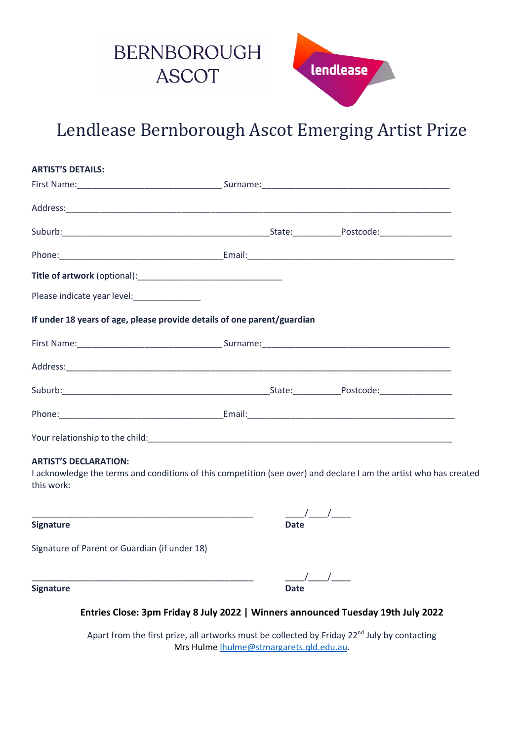BERNBOROUGH ASCOT

lendlease

# Lendlease Bernborough Ascot Emerging Artist Prize

**ARTIST'S DETAILS:**

First Name:______________________________ Surname:_______________________________________

Address:_________________________________________________________________________________

Suburb:___________________________________________State:_________Postcode:_______________

Phone:__________________________________Email:____________________________________________

**Title of artwork** (optional):______________________________

Please indicate year level:______________

**If under 18 years of age, please provide details of one parent/guardian**

First Name:______________________________ Surname:_______________________________________

Address:_________________________________________________________________________________

Suburb:___________________________________________State:_________Postcode:_______________

Phone:__________________________________Email:____________________________________________

Your relationship to the child:_______________________________________________________________

**ARTIST'S DECLARATION:**

I acknowledge the terms and conditions of this competition (see over) and declare I am the artist who has created this work:

_______________________________________________ ____/____/____

**Signature** **Date**

Signature of Parent or Guardian (if under 18)

_______________________________________________ ____/____/____

**Signature** **Date**

**Entries Close: 3pm Friday 8 July 2022 | Winners announced Tuesday 19th July 2022**

Apart from the first prize, all artworks must be collected by Friday 22nd July by contacting Mrs Hulme lhulme@stmargarets.qld.edu.au.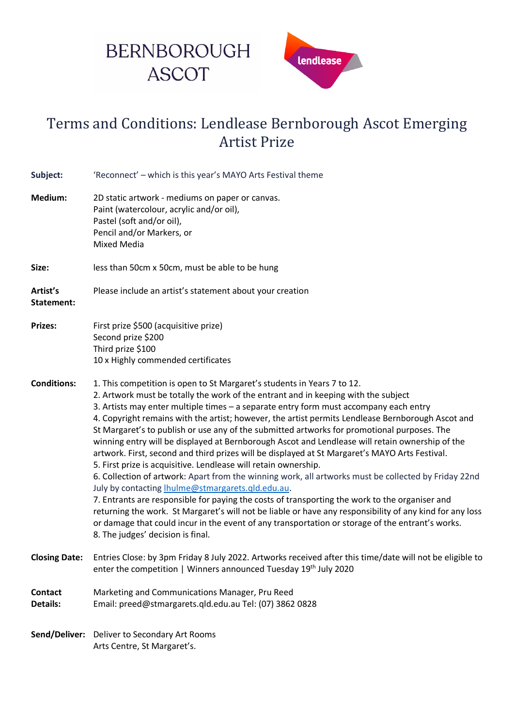BERNBOROUGH ASCOT

lendlease

# Terms and Conditions: Lendlease Bernborough Ascot Emerging Artist Prize

**Subject:** 'Reconnect' – which is this year's MAYO Arts Festival theme

**Medium:** 2D static artwork - mediums on paper or canvas.
Paint (watercolour, acrylic and/or oil),
Pastel (soft and/or oil),
Pencil and/or Markers, or
Mixed Media

**Size:** less than 50cm x 50cm, must be able to be hung

**Artist's Statement:** Please include an artist's statement about your creation

**Prizes:** First prize $500 (acquisitive prize)
Second prize $200
Third prize $100
10 x Highly commended certificates

**Conditions:**
1. This competition is open to St Margaret's students in Years 7 to 12.
2. Artwork must be totally the work of the entrant and in keeping with the subject
3. Artists may enter multiple times – a separate entry form must accompany each entry
4. Copyright remains with the artist; however, the artist permits Lendlease Bernborough Ascot and St Margaret's to publish or use any of the submitted artworks for promotional purposes. The winning entry will be displayed at Bernborough Ascot and Lendlease will retain ownership of the artwork. First, second and third prizes will be displayed at St Margaret's MAYO Arts Festival.
5. First prize is acquisitive. Lendlease will retain ownership.
6. Collection of artwork: Apart from the winning work, all artworks must be collected by Friday 22nd July by contacting lhulme@stmargarets.qld.edu.au.
7. Entrants are responsible for paying the costs of transporting the work to the organiser and returning the work. St Margaret's will not be liable or have any responsibility of any kind for any loss or damage that could incur in the event of any transportation or storage of the entrant's works.
8. The judges' decision is final.

**Closing Date:** Entries Close: by 3pm Friday 8 July 2022. Artworks received after this time/date will not be eligible to enter the competition | Winners announced Tuesday 19th July 2020

**Contact Details:** Marketing and Communications Manager, Pru Reed
Email: preed@stmargarets.qld.edu.au Tel: (07) 3862 0828

**Send/Deliver:** Deliver to Secondary Art Rooms
Arts Centre, St Margaret's.